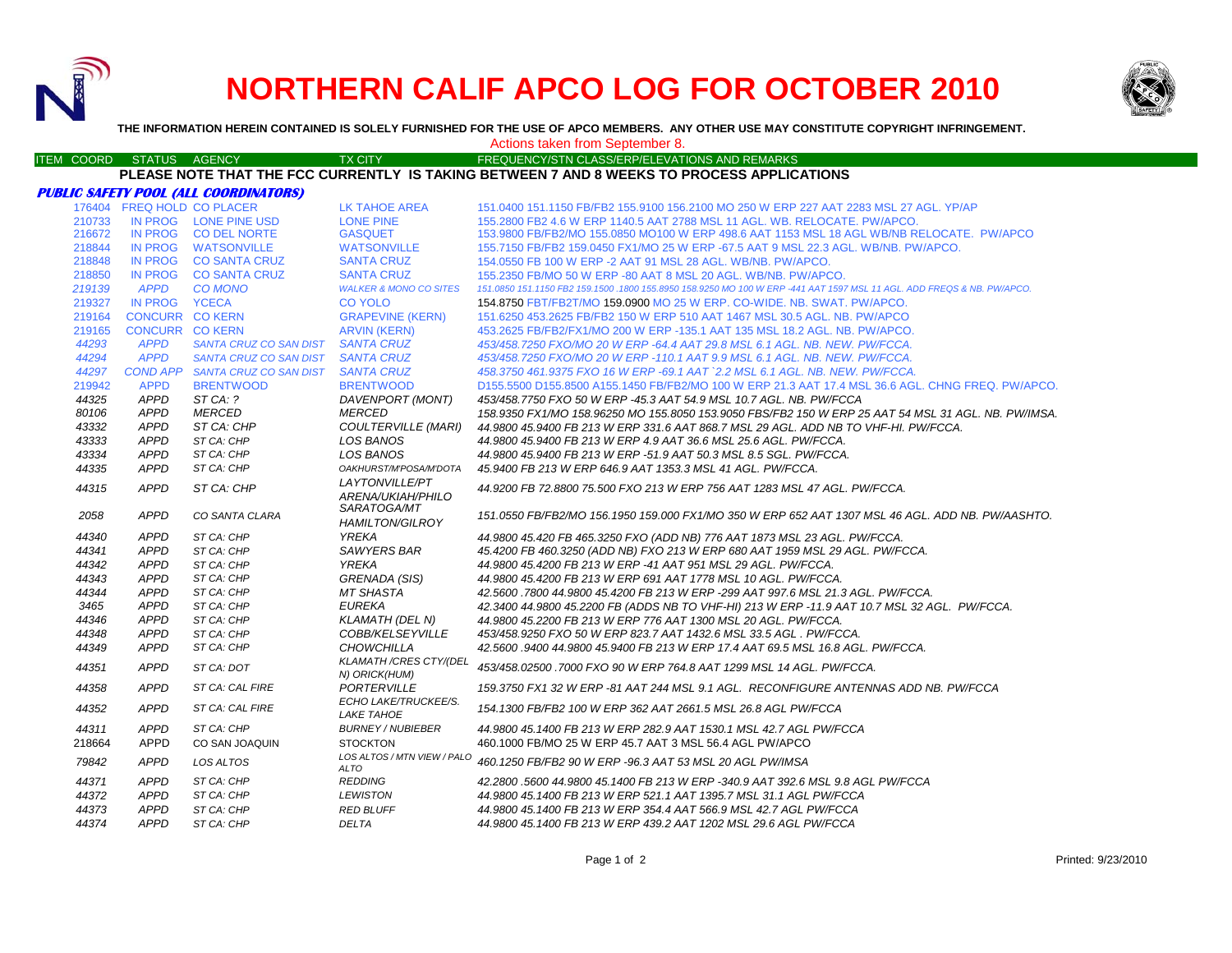# NORTHERN CALIF APCO LOG FOR OCTOBER 2010

**THE INFORMATION HEREIN CONTAINED IS SOLELY FURNISHED FOR THE USE OF APCO MEMBERS. ANY OTHER USE MAY CONSTITUTE COPYRIGHT INFRINGEMENT.**

Actions taken from September 8.

| ITEM COORD | STATUS | AGENCY | TX CITY | FREQUENCY/STN CLASS/ERP/ELEVATIONS AND REMARKS |
|---|---|---|---|---|

**PLEASE NOTE THAT THE FCC CURRENTLY IS TAKING BETWEEN 7 AND 8 WEEKS TO PROCESS APPLICATIONS**

***PUBLIC SAFETY POOL (ALL COORDINATORS)***

| ITEM COORD | STATUS | AGENCY | TX CITY | FREQUENCY/STN CLASS/ERP/ELEVATIONS AND REMARKS |
|---|---|---|---|---|
| 176404 | FREQ HOLD | CO PLACER | LK TAHOE AREA | 151.0400 151.1150 FB/FB2 155.9100 156.2100 MO 250 W ERP 227 AAT 2283 MSL 27 AGL. YP/AP |
| 210733 | IN PROG | LONE PINE USD | LONE PINE | 155.2800 FB2 4.6 W ERP 1140.5 AAT 2788 MSL 11 AGL. WB. RELOCATE. PW/APCO. |
| 216672 | IN PROG | CO DEL NORTE | GASQUET | 153.9800 FB/FB2/MO 155.0850 MO100 W ERP 498.6 AAT 1153 MSL 18 AGL WB/NB RELOCATE. PW/APCO |
| 218844 | IN PROG | WATSONVILLE | WATSONVILLE | 155.7150 FB/FB2 159.0450 FX1/MO 25 W ERP -67.5 AAT 9 MSL 22.3 AGL. WB/NB. PW/APCO. |
| 218848 | IN PROG | CO SANTA CRUZ | SANTA CRUZ | 154.0550 FB 100 W ERP -2 AAT 91 MSL 28 AGL. WB/NB. PW/APCO. |
| 218850 | IN PROG | CO SANTA CRUZ | SANTA CRUZ | 155.2350 FB/MO 50 W ERP -80 AAT 8 MSL 20 AGL. WB/NB. PW/APCO. |
| *219139* | *APPD* | *CO MONO* | *WALKER & MONO CO SITES* | *151.0850 151.1150 FB2 159.1500 .1800 155.8950 158.9250 MO 100 W ERP -441 AAT 1597 MSL 11 AGL. ADD FREQS & NB. PW/APCO.* |
| 219327 | IN PROG | YCECA | CO YOLO | 154.8750 FBT/FB2T/MO 159.0900 MO 25 W ERP. CO-WIDE. NB. SWAT. PW/APCO. |
| 219164 | CONCURR | CO KERN | GRAPEVINE (KERN) | 151.6250 453.2625 FB/FB2 150 W ERP 510 AAT 1467 MSL 30.5 AGL. NB. PW/APCO |
| 219165 | CONCURR | CO KERN | ARVIN (KERN) | 453.2625 FB/FB2/FX1/MO 200 W ERP -135.1 AAT 135 MSL 18.2 AGL. NB. PW/APCO. |
| *44293* | *APPD* | *SANTA CRUZ CO SAN DIST* | *SANTA CRUZ* | *453/458.7250 FXO/MO 20 W ERP -64.4 AAT 29.8 MSL 6.1 AGL. NB. NEW. PW/FCCA.* |
| *44294* | *APPD* | *SANTA CRUZ CO SAN DIST* | *SANTA CRUZ* | *453/458.7250 FXO/MO 20 W ERP -110.1 AAT 9.9 MSL 6.1 AGL. NB. NEW. PW/FCCA.* |
| *44297* | *COND APP* | *SANTA CRUZ CO SAN DIST* | *SANTA CRUZ* | *458.3750 461.9375 FXO 16 W ERP -69.1 AAT `2.2 MSL 6.1 AGL. NB. NEW. PW/FCCA.* |
| 219942 | APPD | BRENTWOOD | BRENTWOOD | D155.5500 D155.8500 A155.1450 FB/FB2/MO 100 W ERP 21.3 AAT 17.4 MSL 36.6 AGL. CHNG FREQ. PW/APCO. |
| *44325* | *APPD* | *ST CA: ?* | *DAVENPORT (MONT)* | *453/458.7750 FXO 50 W ERP -45.3 AAT 54.9 MSL 10.7 AGL. NB. PW/FCCA* |
| *80106* | *APPD* | *MERCED* | *MERCED* | *158.9350 FX1/MO 158.96250 MO 155.8050 153.9050 FBS/FB2 150 W ERP 25 AAT 54 MSL 31 AGL. NB. PW/IMSA.* |
| *43332* | *APPD* | *ST CA: CHP* | *COULTERVILLE (MARI)* | *44.9800 45.9400 FB 213 W ERP 331.6 AAT 868.7 MSL 29 AGL. ADD NB TO VHF-HI. PW/FCCA.* |
| *43333* | *APPD* | *ST CA: CHP* | *LOS BANOS* | *44.9800 45.9400 FB 213 W ERP 4.9 AAT 36.6 MSL 25.6 AGL. PW/FCCA.* |
| *43334* | *APPD* | *ST CA: CHP* | *LOS BANOS* | *44.9800 45.9400 FB 213 W ERP -51.9 AAT 50.3 MSL 8.5 SGL. PW/FCCA.* |
| *44335* | *APPD* | *ST CA: CHP* | *OAKHURST/M'POSA/M'DOTA* | *45.9400 FB 213 W ERP 646.9 AAT 1353.3 MSL 41 AGL. PW/FCCA.* |
| *44315* | *APPD* | *ST CA: CHP* | *LAYTONVILLE/PT ARENA/UKIAH/PHILO* | *44.9200 FB 72.8800 75.500 FXO 213 W ERP 756 AAT 1283 MSL 47 AGL. PW/FCCA.* |
| *2058* | *APPD* | *CO SANTA CLARA* | *SARATOGA/MT HAMILTON/GILROY* | *151.0550 FB/FB2/MO 156.1950 159.000 FX1/MO 350 W ERP 652 AAT 1307 MSL 46 AGL. ADD NB. PW/AASHTO.* |
| *44340* | *APPD* | *ST CA: CHP* | *YREKA* | *44.9800 45.420 FB 465.3250 FXO (ADD NB) 776 AAT 1873 MSL 23 AGL. PW/FCCA.* |
| *44341* | *APPD* | *ST CA: CHP* | *SAWYERS BAR* | *45.4200 FB 460.3250 (ADD NB) FXO 213 W ERP 680 AAT 1959 MSL 29 AGL. PW/FCCA.* |
| *44342* | *APPD* | *ST CA: CHP* | *YREKA* | *44.9800 45.4200 FB 213 W ERP -41 AAT 951 MSL 29 AGL. PW/FCCA.* |
| *44343* | *APPD* | *ST CA: CHP* | *GRENADA (SIS)* | *44.9800 45.4200 FB 213 W ERP 691 AAT 1778 MSL 10 AGL. PW/FCCA.* |
| *44344* | *APPD* | *ST CA: CHP* | *MT SHASTA* | *42.5600 .7800 44.9800 45.4200 FB 213 W ERP -299 AAT 997.6 MSL 21.3 AGL. PW/FCCA.* |
| *3465* | *APPD* | *ST CA: CHP* | *EUREKA* | *42.3400 44.9800 45.2200 FB (ADDS NB TO VHF-HI) 213 W ERP -11.9 AAT 10.7 MSL 32 AGL. PW/FCCA.* |
| *44346* | *APPD* | *ST CA: CHP* | *KLAMATH (DEL N)* | *44.9800 45.2200 FB 213 W ERP 776 AAT 1300 MSL 20 AGL. PW/FCCA.* |
| *44348* | *APPD* | *ST CA: CHP* | *COBB/KELSEYVILLE* | *453/458.9250 FXO 50 W ERP 823.7 AAT 1432.6 MSL 33.5 AGL . PW/FCCA.* |
| *44349* | *APPD* | *ST CA: CHP* | *CHOWCHILLA* | *42.5600 .9400 44.9800 45.9400 FB 213 W ERP 17.4 AAT 69.5 MSL 16.8 AGL. PW/FCCA.* |
| *44351* | *APPD* | *ST CA: DOT* | *KLAMATH /CRES CTY/(DEL N) ORICK(HUM)* | *453/458.02500 .7000 FXO 90 W ERP 764.8 AAT 1299 MSL 14 AGL. PW/FCCA.* |
| *44358* | *APPD* | *ST CA: CAL FIRE* | *PORTERVILLE* | *159.3750 FX1 32 W ERP -81 AAT 244 MSL 9.1 AGL. RECONFIGURE ANTENNAS ADD NB. PW/FCCA* |
| *44352* | *APPD* | *ST CA: CAL FIRE* | *ECHO LAKE/TRUCKEE/S. LAKE TAHOE* | *154.1300 FB/FB2 100 W ERP 362 AAT 2661.5 MSL 26.8 AGL PW/FCCA* |
| *44311* | *APPD* | *ST CA: CHP* | *BURNEY / NUBIEBER* | *44.9800 45.1400 FB 213 W ERP 282.9 AAT 1530.1 MSL 42.7 AGL PW/FCCA* |
| 218664 | APPD | CO SAN JOAQUIN | STOCKTON | 460.1000 FB/MO 25 W ERP 45.7 AAT 3 MSL 56.4 AGL PW/APCO |
| *79842* | *APPD* | *LOS ALTOS* | *LOS ALTOS / MTN VIEW / PALO ALTO* | *460.1250 FB/FB2 90 W ERP -96.3 AAT 53 MSL 20 AGL PW/IMSA* |
| *44371* | *APPD* | *ST CA: CHP* | *REDDING* | *42.2800 .5600 44.9800 45.1400 FB 213 W ERP -340.9 AAT 392.6 MSL 9.8 AGL PW/FCCA* |
| *44372* | *APPD* | *ST CA: CHP* | *LEWISTON* | *44.9800 45.1400 FB 213 W ERP 521.1 AAT 1395.7 MSL 31.1 AGL PW/FCCA* |
| *44373* | *APPD* | *ST CA: CHP* | *RED BLUFF* | *44.9800 45.1400 FB 213 W ERP 354.4 AAT 566.9 MSL 42.7 AGL PW/FCCA* |
| *44374* | *APPD* | *ST CA: CHP* | *DELTA* | *44.9800 45.1400 FB 213 W ERP 439.2 AAT 1202 MSL 29.6 AGL PW/FCCA* |

Printed: 9/23/2010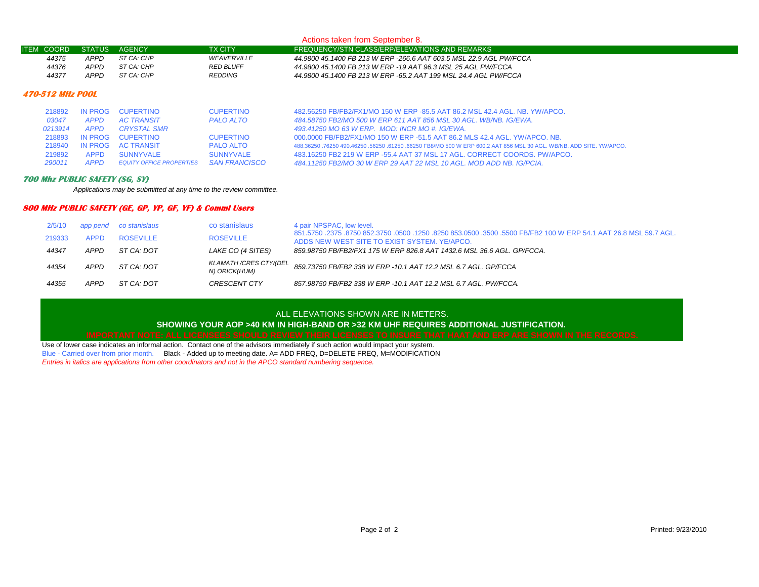Actions taken from September 8.

| ITEM COORD | STATUS | AGENCY | TX CITY | FREQUENCY/STN CLASS/ERP/ELEVATIONS AND REMARKS |
|---|---|---|---|---|
| *44375* | *APPD* | *ST CA: CHP* | *WEAVERVILLE* | *44.9800 45.1400 FB 213 W ERP -266.6 AAT 603.5 MSL 22.9 AGL PW/FCCA* |
| *44376* | *APPD* | *ST CA: CHP* | *RED BLUFF* | *44.9800 45.1400 FB 213 W ERP -19 AAT 96.3 MSL 25 AGL PW/FCCA* |
| *44377* | *APPD* | *ST CA: CHP* | *REDDING* | *44.9800 45.1400 FB 213 W ERP -65.2 AAT 199 MSL 24.4 AGL PW/FCCA* |

### 470-512 MHz POOL

| | | | | |
|---|---|---|---|---|
| 218892 | IN PROG | CUPERTINO | CUPERTINO | 482.56250 FB/FB2/FX1/MO 150 W ERP -85.5 AAT 86.2 MSL 42.4 AGL. NB. YW/APCO. |
| *03047* | *APPD* | *AC TRANSIT* | *PALO ALTO* | *484.58750 FB2/MO 500 W ERP 611 AAT 856 MSL 30 AGL. WB/NB. IG/EWA.* |
| *0213914* | *APPD* | *CRYSTAL SMR* | | *493.41250 MO 63 W ERP. MOD: INCR MO #. IG/EWA.* |
| 218893 | IN PROG | CUPERTINO | CUPERTINO | 000.0000 FB/FB2/FX1/MO 150 W ERP -51.5 AAT 86.2 MLS 42.4 AGL. YW/APCO. NB. |
| 218940 | IN PROG | AC TRANSIT | PALO ALTO | 488.36250 .76250 490.46250 .56250 .61250 .66250 FB8/MO 500 W ERP 600.2 AAT 856 MSL 30 AGL. WB/NB. ADD SITE. YW/APCO. |
| 219892 | APPD | SUNNYVALE | SUNNYVALE | 483.16250 FB2 219 W ERP -55.4 AAT 37 MSL 17 AGL. CORRECT COORDS. PW/APCO. |
| *290011* | *APPD* | *EQUITY OFFICE PROPERTIES* | *SAN FRANCISCO* | *484.11250 FB2/MO 30 W ERP 29 AAT 22 MSL 10 AGL. MOD ADD NB. IG/PCIA.* |

### 700 Mhz PUBLIC SAFETY (SG, SY)

*Applications may be submitted at any time to the review committee.*

### 800 MHz PUBLIC SAFETY (GE, GP, YP, GF, YF) & Comml Users

| | | | | |
|---|---|---|---|---|
| 2/5/10 | app pend | co stanislaus | co stanislaus | 4 pair NPSPAC, low level. |
| 219333 | APPD | ROSEVILLE | ROSEVILLE | 851.5750 .2375 .8750 852.3750 .0500 .1250 .8250 853.0500 .3500 .5500 FB/FB2 100 W ERP 54.1 AAT 26.8 MSL 59.7 AGL. ADDS NEW WEST SITE TO EXIST SYSTEM. YE/APCO. |
| *44347* | *APPD* | *ST CA: DOT* | *LAKE CO (4 SITES)* | *859.98750 FB/FB2/FX1 175 W ERP 826.8 AAT 1432.6 MSL 36.6 AGL. GP/FCCA.* |
| *44354* | *APPD* | *ST CA: DOT* | *KLAMATH /CRES CTY/(DEL N) ORICK(HUM)* | *859.73750 FB/FB2 338 W ERP -10.1 AAT 12.2 MSL 6.7 AGL. GP/FCCA* |
| *44355* | *APPD* | *ST CA: DOT* | *CRESCENT CTY* | *857.98750 FB/FB2 338 W ERP -10.1 AAT 12.2 MSL 6.7 AGL. PW/FCCA.* |

ALL ELEVATIONS SHOWN ARE IN METERS.

**SHOWING YOUR AOP >40 KM IN HIGH-BAND OR >32 KM UHF REQUIRES ADDITIONAL JUSTIFICATION.**

**IMPORTANT NOTE: ALL LICENSEES SHOULD REVIEW THEIR LICENSES TO INSURE THAT HAAT AND ERP ARE SHOWN IN THE RECORDS.**

Use of lower case indicates an informal action. Contact one of the advisors immediately if such action would impact your system.

Blue - Carried over from prior month. Black - Added up to meeting date. A= ADD FREQ, D=DELETE FREQ, M=MODIFICATION

*Entries in italics are applications from other coordinators and not in the APCO standard numbering sequence.*

Printed: 9/23/2010